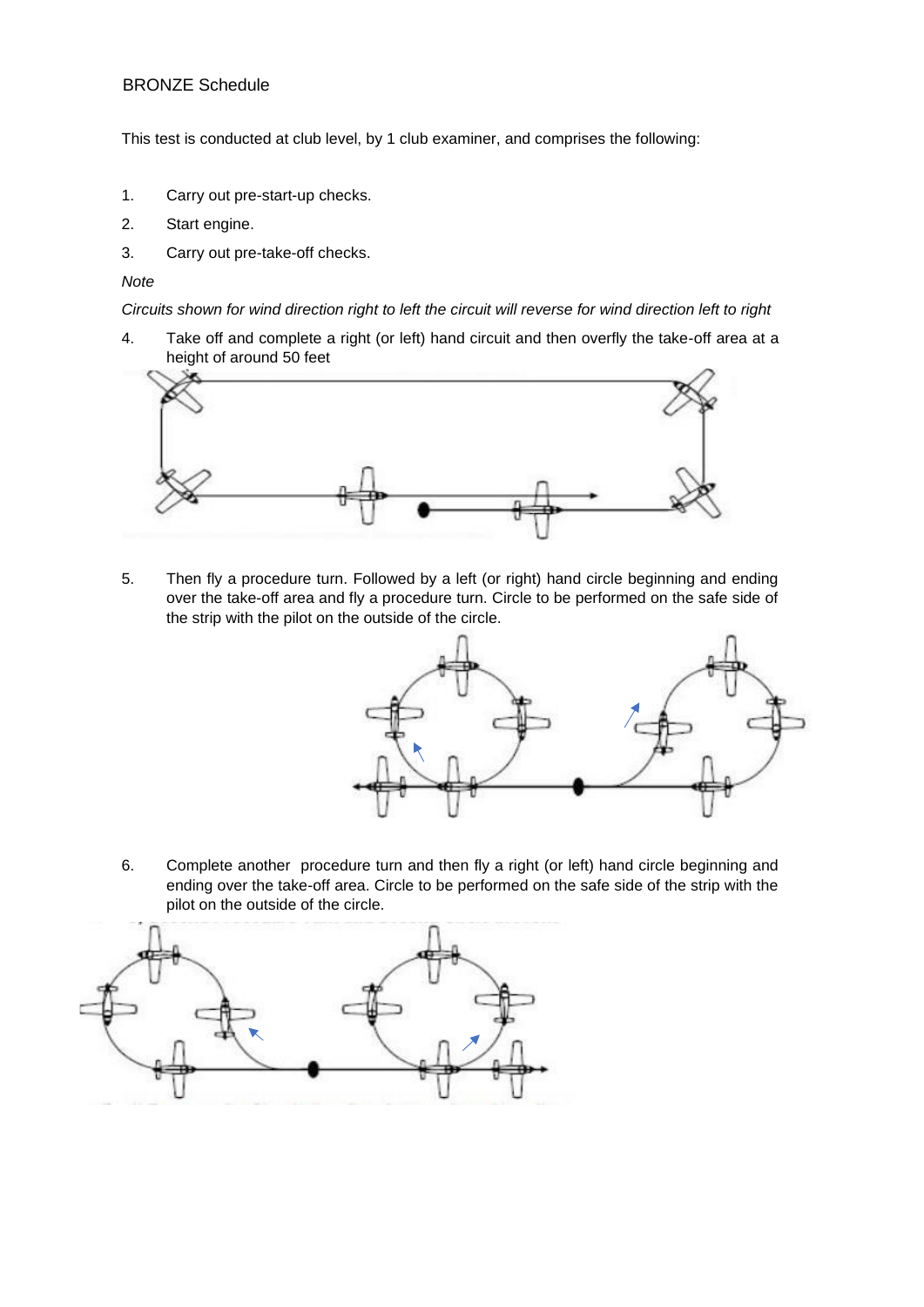BRONZE Schedule

This test is conducted at club level, by 1 club examiner, and comprises the following:

1. Carry out pre-start-up checks.
2. Start engine.
3. Carry out pre-take-off checks.

*Note*

*Circuits shown for wind direction right to left the circuit will reverse for wind direction left to right*

4. Take off and complete a right (or left) hand circuit and then overfly the take-off area at a height of around 50 feet

5. Then fly a procedure turn. Followed by a left (or right) hand circle beginning and ending over the take-off area and fly a procedure turn. Circle to be performed on the safe side of the strip with the pilot on the outside of the circle.

6. Complete another procedure turn and then fly a right (or left) hand circle beginning and ending over the take-off area. Circle to be performed on the safe side of the strip with the pilot on the outside of the circle.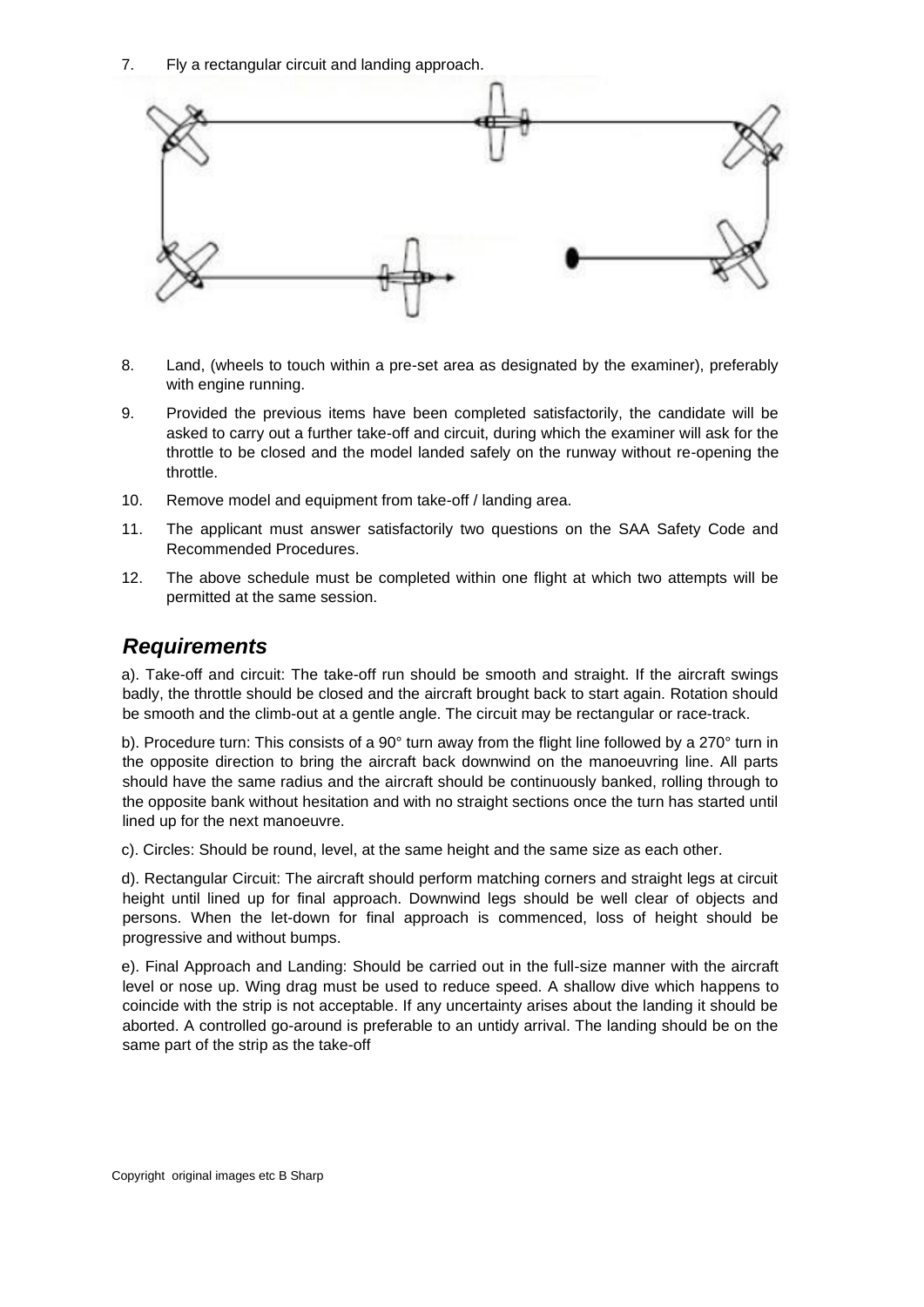7. Fly a rectangular circuit and landing approach.

8. Land, (wheels to touch within a pre-set area as designated by the examiner), preferably with engine running.

9. Provided the previous items have been completed satisfactorily, the candidate will be asked to carry out a further take-off and circuit, during which the examiner will ask for the throttle to be closed and the model landed safely on the runway without re-opening the throttle.

10. Remove model and equipment from take-off / landing area.

11. The applicant must answer satisfactorily two questions on the SAA Safety Code and Recommended Procedures.

12. The above schedule must be completed within one flight at which two attempts will be permitted at the same session.

## *Requirements*

a). Take-off and circuit: The take-off run should be smooth and straight. If the aircraft swings badly, the throttle should be closed and the aircraft brought back to start again. Rotation should be smooth and the climb-out at a gentle angle. The circuit may be rectangular or race-track.

b). Procedure turn: This consists of a 90° turn away from the flight line followed by a 270° turn in the opposite direction to bring the aircraft back downwind on the manoeuvring line. All parts should have the same radius and the aircraft should be continuously banked, rolling through to the opposite bank without hesitation and with no straight sections once the turn has started until lined up for the next manoeuvre.

c). Circles: Should be round, level, at the same height and the same size as each other.

d). Rectangular Circuit: The aircraft should perform matching corners and straight legs at circuit height until lined up for final approach. Downwind legs should be well clear of objects and persons. When the let-down for final approach is commenced, loss of height should be progressive and without bumps.

e). Final Approach and Landing: Should be carried out in the full-size manner with the aircraft level or nose up. Wing drag must be used to reduce speed. A shallow dive which happens to coincide with the strip is not acceptable. If any uncertainty arises about the landing it should be aborted. A controlled go-around is preferable to an untidy arrival. The landing should be on the same part of the strip as the take-off

Copyright original images etc B Sharp